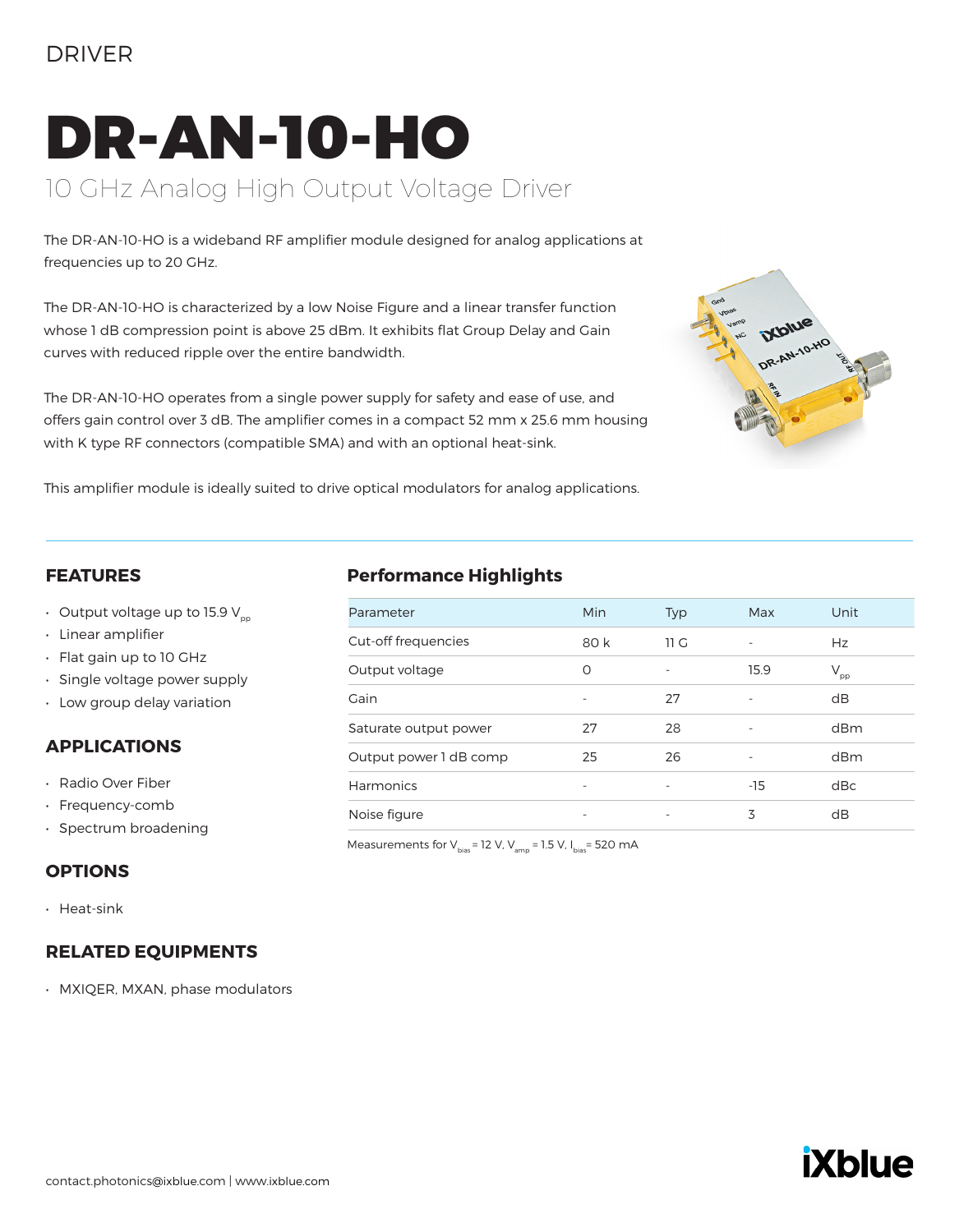DRIVER

# DR-AN-10-HO

## 10 GHz Analog High Output Voltage Driver

The DR-AN-10-HO is a wideband RF amplifier module designed for analog applications at frequencies up to 20 GHz.

The DR-AN-10-HO is characterized by a low Noise Figure and a linear transfer function whose 1 dB compression point is above 25 dBm. It exhibits flat Group Delay and Gain curves with reduced ripple over the entire bandwidth.

The DR-AN-10-HO operates from a single power supply for safety and ease of use, and offers gain control over 3 dB. The amplifier comes in a compact 52 mm x 25.6 mm housing with K type RF connectors (compatible SMA) and with an optional heat-sink.

This amplifier module is ideally suited to drive optical modulators for analog applications.

### FEATURES

- Output voltage up to 15.9 $V_{pp}$
- Linear amplifier
- Flat gain up to 10 GHz
- Single voltage power supply
- Low group delay variation

### APPLICATIONS

- Radio Over Fiber
- Frequency-comb
- Spectrum broadening

### OPTIONS

- Heat-sink

### RELATED EQUIPMENTS

- MXIQER, MXAN, phase modulators

### Performance Highlights

| Parameter | Min | Typ | Max | Unit |
|---|---|---|---|---|
| Cut-off frequencies | 80 k | 11 G | - | Hz |
| Output voltage | 0 | - | 15.9 | $V_{pp}$ |
| Gain | - | 27 | - | dB |
| Saturate output power | 27 | 28 | - | dBm |
| Output power 1 dB comp | 25 | 26 | - | dBm |
| Harmonics | - | - | -15 | dBc |
| Noise figure | - | - | 3 | dB |

Measurements for $V_{bias}$ = 12 V, $V_{amp}$ = 1.5 V, $I_{bias}$ = 520 mA

contact.photonics@ixblue.com | www.ixblue.com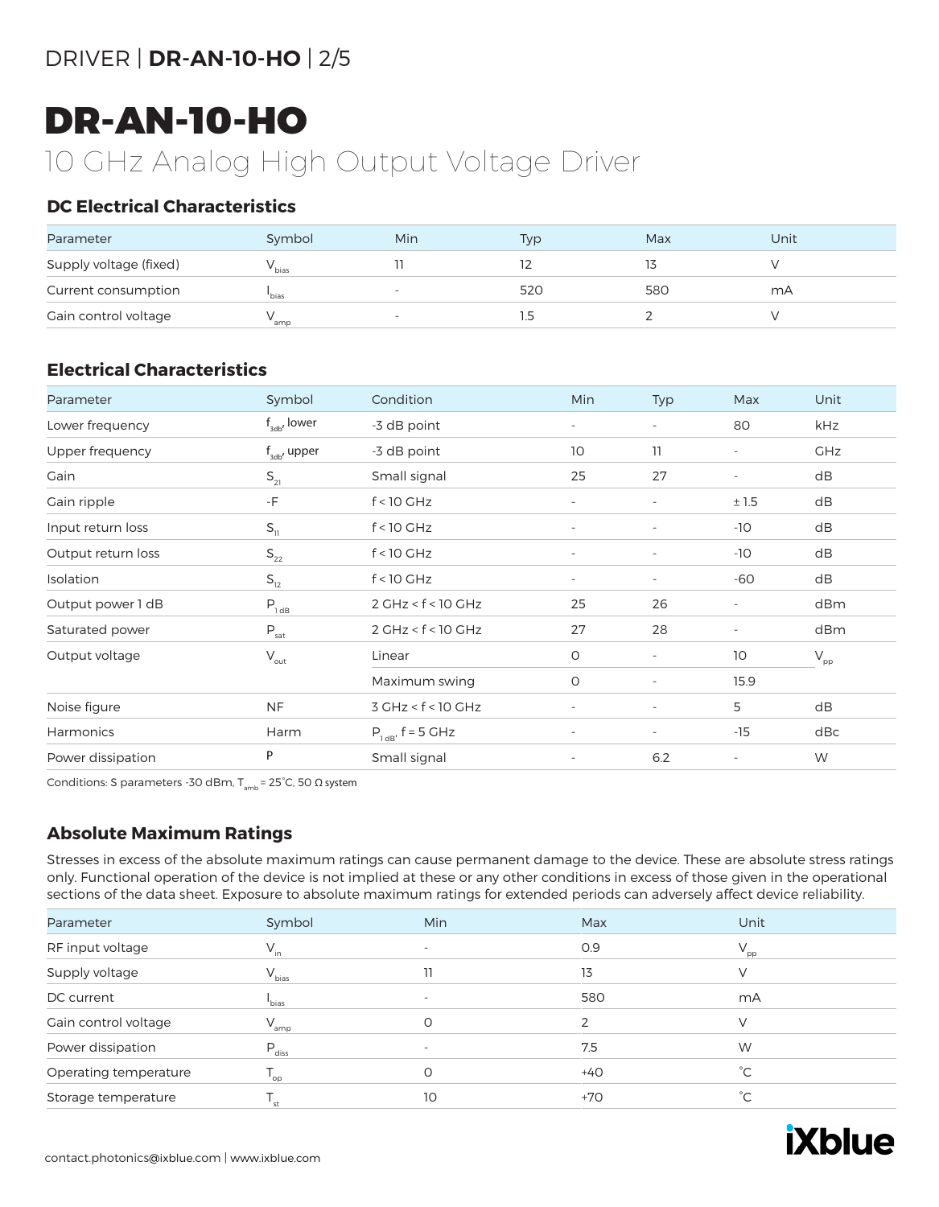# DR-AN-10-HO

10 GHz Analog High Output Voltage Driver

## DC Electrical Characteristics

| Parameter | Symbol | Min | Typ | Max | Unit |
|---|---|---|---|---|---|
| Supply voltage (fixed) | $V_{bias}$ | 11 | 12 | 13 | V |
| Current consumption | $I_{bias}$ | - | 520 | 580 | mA |
| Gain control voltage | $V_{amp}$ | - | 1.5 | 2 | V |

## Electrical Characteristics

| Parameter | Symbol | Condition | Min | Typ | Max | Unit |
|---|---|---|---|---|---|---|
| Lower frequency | $f_{3db}$, lower | -3 dB point | - | - | 80 | kHz |
| Upper frequency | $f_{3db}$, upper | -3 dB point | 10 | 11 | - | GHz |
| Gain | $S_{21}$ | Small signal | 25 | 27 | - | dB |
| Gain ripple | -F | f < 10 GHz | - | - | ± 1.5 | dB |
| Input return loss | $S_{11}$ | f < 10 GHz | - | - | -10 | dB |
| Output return loss | $S_{22}$ | f < 10 GHz | - | - | -10 | dB |
| Isolation | $S_{12}$ | f < 10 GHz | - | - | -60 | dB |
| Output power 1 dB | $P_{1 dB}$ | 2 GHz < f < 10 GHz | 25 | 26 | - | dBm |
| Saturated power | $P_{sat}$ | 2 GHz < f < 10 GHz | 27 | 28 | - | dBm |
| Output voltage | $V_{out}$ | Linear | 0 | - | 10 | $V_{pp}$ |
| | | Maximum swing | 0 | - | 15.9 | |
| Noise figure | NF | 3 GHz < f < 10 GHz | - | - | 5 | dB |
| Harmonics | Harm | $P_{1 dB}$, f = 5 GHz | - | - | -15 | dBc |
| Power dissipation | P | Small signal | - | 6.2 | - | W |

Conditions: S parameters -30 dBm, $T_{amb}$ = 25˚C, 50 Ω system

## Absolute Maximum Ratings

Stresses in excess of the absolute maximum ratings can cause permanent damage to the device. These are absolute stress ratings only. Functional operation of the device is not implied at these or any other conditions in excess of those given in the operational sections of the data sheet. Exposure to absolute maximum ratings for extended periods can adversely affect device reliability.

| Parameter | Symbol | Min | Max | Unit |
|---|---|---|---|---|
| RF input voltage | $V_{in}$ | - | 0.9 | $V_{pp}$ |
| Supply voltage | $V_{bias}$ | 11 | 13 | V |
| DC current | $I_{bias}$ | - | 580 | mA |
| Gain control voltage | $V_{amp}$ | 0 | 2 | V |
| Power dissipation | $P_{diss}$ | - | 7.5 | W |
| Operating temperature | $T_{op}$ | 0 | +40 | ˚C |
| Storage temperature | $T_{st}$ | 10 | +70 | ˚C |

contact.photonics@ixblue.com | www.ixblue.com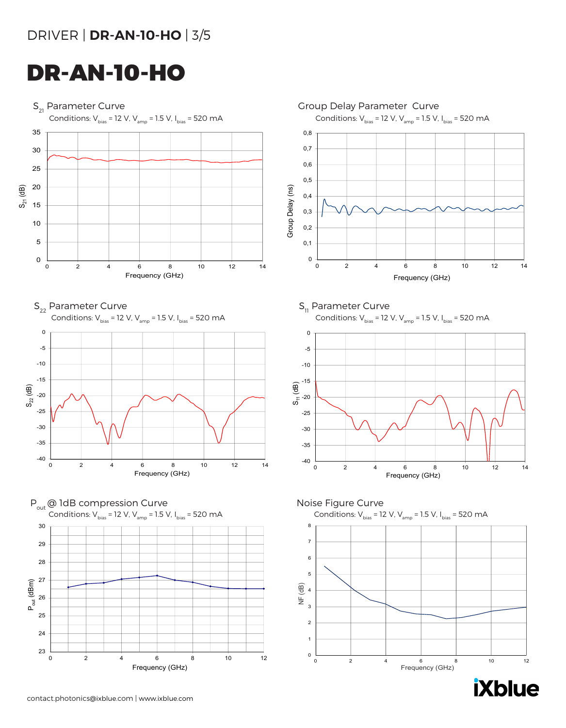# DR-AN-10-HO

## $S_{21}$ Parameter Curve

Conditions: $V_{bias}$ = 12 V, $V_{amp}$ = 1.5 V, $I_{bias}$ = 520 mA

## Group Delay Parameter Curve

Conditions: $V_{bias}$ = 12 V, $V_{amp}$ = 1.5 V, $I_{bias}$ = 520 mA

## $S_{22}$ Parameter Curve

Conditions: $V_{bias}$ = 12 V, $V_{amp}$ = 1.5 V, $I_{bias}$ = 520 mA

## $S_{11}$ Parameter Curve

Conditions: $V_{bias}$ = 12 V, $V_{amp}$ = 1.5 V, $I_{bias}$ = 520 mA

## $P_{out}$ @ 1dB compression Curve

Conditions: $V_{bias}$ = 12 V, $V_{amp}$ = 1.5 V, $I_{bias}$ = 520 mA

## Noise Figure Curve

Conditions: $V_{bias}$ = 12 V, $V_{amp}$ = 1.5 V, $I_{bias}$ = 520 mA

contact.photonics@ixblue.com | www.ixblue.com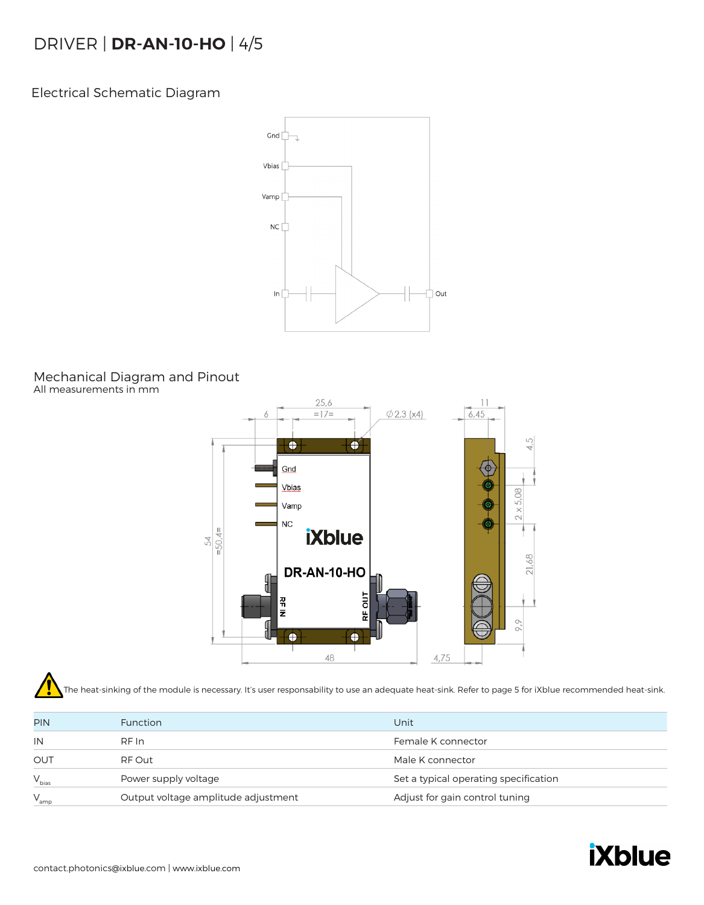## Electrical Schematic Diagram

## Mechanical Diagram and Pinout

All measurements in mm

The heat-sinking of the module is necessary. It's user responsability to use an adequate heat-sink. Refer to page 5 for iXblue recommended heat-sink.

| PIN | Function | Unit |
|---|---|---|
| IN | RF In | Female K connector |
| OUT | RF Out | Male K connector |
| $V_{bias}$ | Power supply voltage | Set a typical operating specification |
| $V_{amp}$ | Output voltage amplitude adjustment | Adjust for gain control tuning |

contact.photonics@ixblue.com | www.ixblue.com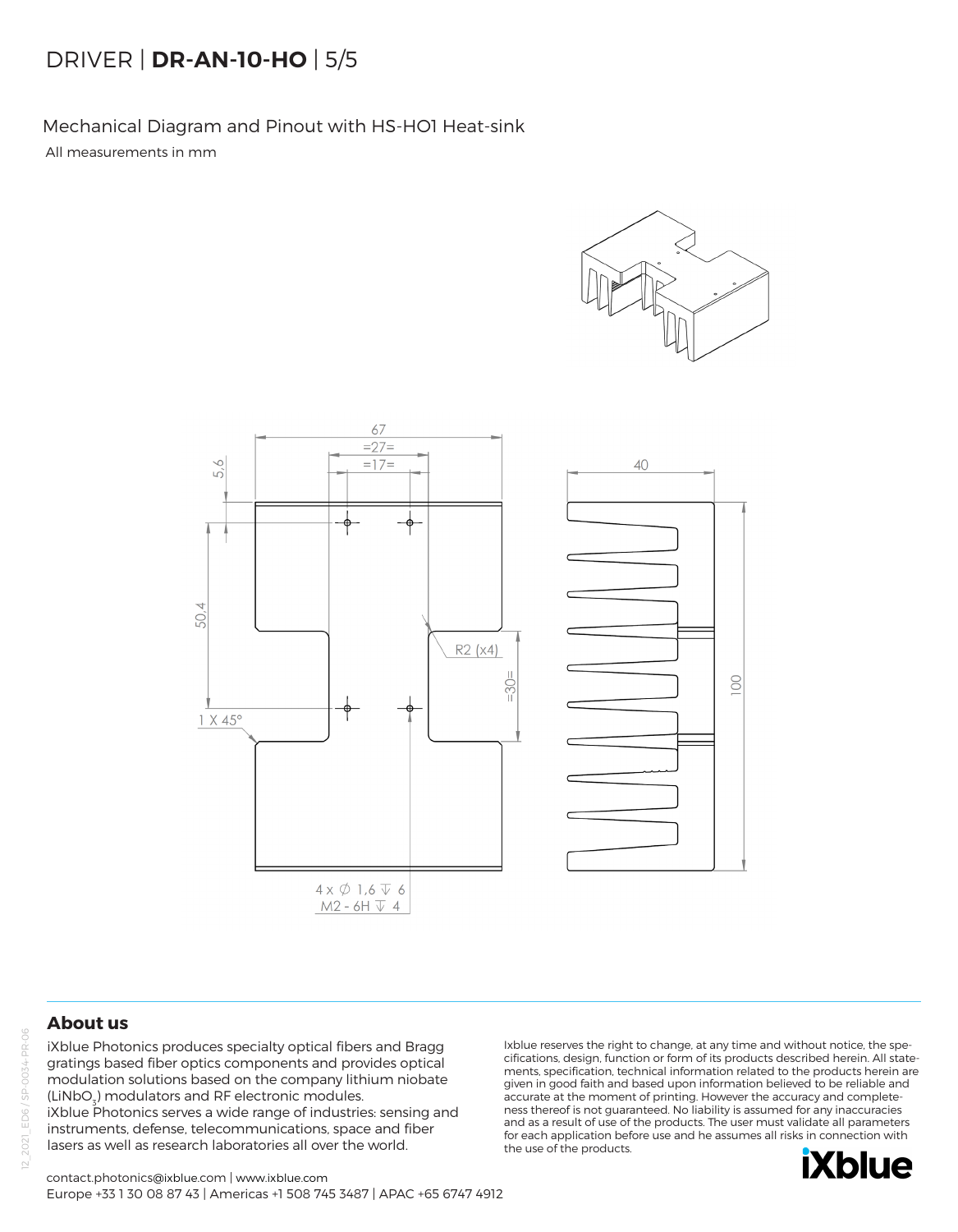## Mechanical Diagram and Pinout with HS-HO1 Heat-sink

All measurements in mm

67
=27=
=17=
5,6
50,4
R2 (x4)
=30=
1 X 45°
4 x Ø 1,6 ↧ 6
M2 - 6H ↧ 4
40
100

## About us

iXblue Photonics produces specialty optical fibers and Bragg gratings based fiber optics components and provides optical modulation solutions based on the company lithium niobate ($LiNbO_3$) modulators and RF electronic modules.
iXblue Photonics serves a wide range of industries: sensing and instruments, defense, telecommunications, space and fiber lasers as well as research laboratories all over the world.

Ixblue reserves the right to change, at any time and without notice, the specifications, design, function or form of its products described herein. All statements, specification, technical information related to the products herein are given in good faith and based upon information believed to be reliable and accurate at the moment of printing. However the accuracy and completeness thereof is not guaranteed. No liability is assumed for any inaccuracies and as a result of use of the products. The user must validate all parameters for each application before use and he assumes all risks in connection with the use of the products.

contact.photonics@ixblue.com | www.ixblue.com
Europe +33 1 30 08 87 43 | Americas +1 508 745 3487 | APAC +65 6747 4912